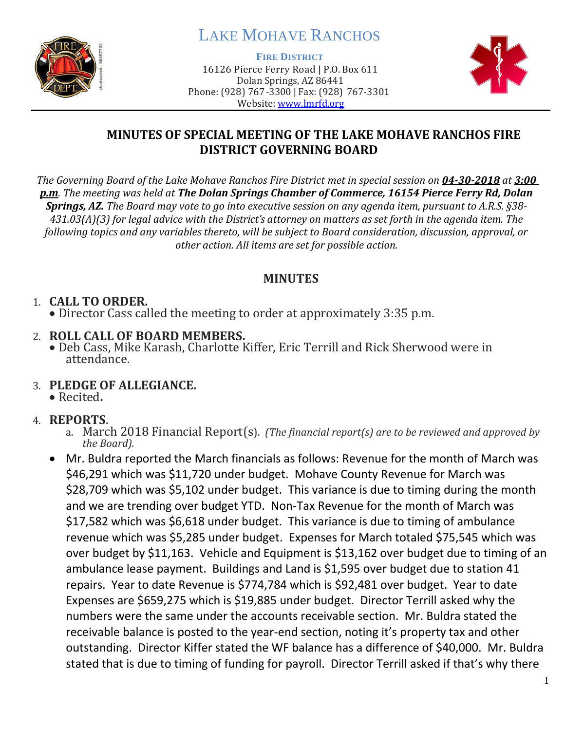# LAKE MOHAVE RANCHOS

**FIRE DISTRICT**

16126 Pierce Ferry Road | P.O. Box 611
Dolan Springs, AZ 86441
Phone: (928) 767-3300 | Fax: (928) 767-3301
Website: www.lmrfd.org

## MINUTES OF SPECIAL MEETING OF THE LAKE MOHAVE RANCHOS FIRE DISTRICT GOVERNING BOARD

*The Governing Board of the Lake Mohave Ranchos Fire District met in special session on **04-30-2018** at **3:00 p.m**. The meeting was held at **The Dolan Springs Chamber of Commerce, 16154 Pierce Ferry Rd, Dolan Springs, AZ.** The Board may vote to go into executive session on any agenda item, pursuant to A.R.S. §38-431.03(A)(3) for legal advice with the District's attorney on matters as set forth in the agenda item. The following topics and any variables thereto, will be subject to Board consideration, discussion, approval, or other action. All items are set for possible action.*

## MINUTES

1. **CALL TO ORDER.**
   - Director Cass called the meeting to order at approximately 3:35 p.m.
2. **ROLL CALL OF BOARD MEMBERS.**
   - Deb Cass, Mike Karash, Charlotte Kiffer, Eric Terrill and Rick Sherwood were in attendance.
3. **PLEDGE OF ALLEGIANCE.**
   - Recited**.**
4. **REPORTS**.
   a. March 2018 Financial Report(s). *(The financial report(s) are to be reviewed and approved by the Board).*

   - Mr. Buldra reported the March financials as follows: Revenue for the month of March was $46,291 which was $11,720 under budget. Mohave County Revenue for March was $28,709 which was $5,102 under budget. This variance is due to timing during the month and we are trending over budget YTD. Non-Tax Revenue for the month of March was $17,582 which was $6,618 under budget. This variance is due to timing of ambulance revenue which was $5,285 under budget. Expenses for March totaled $75,545 which was over budget by $11,163. Vehicle and Equipment is $13,162 over budget due to timing of an ambulance lease payment. Buildings and Land is $1,595 over budget due to station 41 repairs. Year to date Revenue is $774,784 which is $92,481 over budget. Year to date Expenses are $659,275 which is $19,885 under budget. Director Terrill asked why the numbers were the same under the accounts receivable section. Mr. Buldra stated the receivable balance is posted to the year-end section, noting it's property tax and other outstanding. Director Kiffer stated the WF balance has a difference of $40,000. Mr. Buldra stated that is due to timing of funding for payroll. Director Terrill asked if that's why there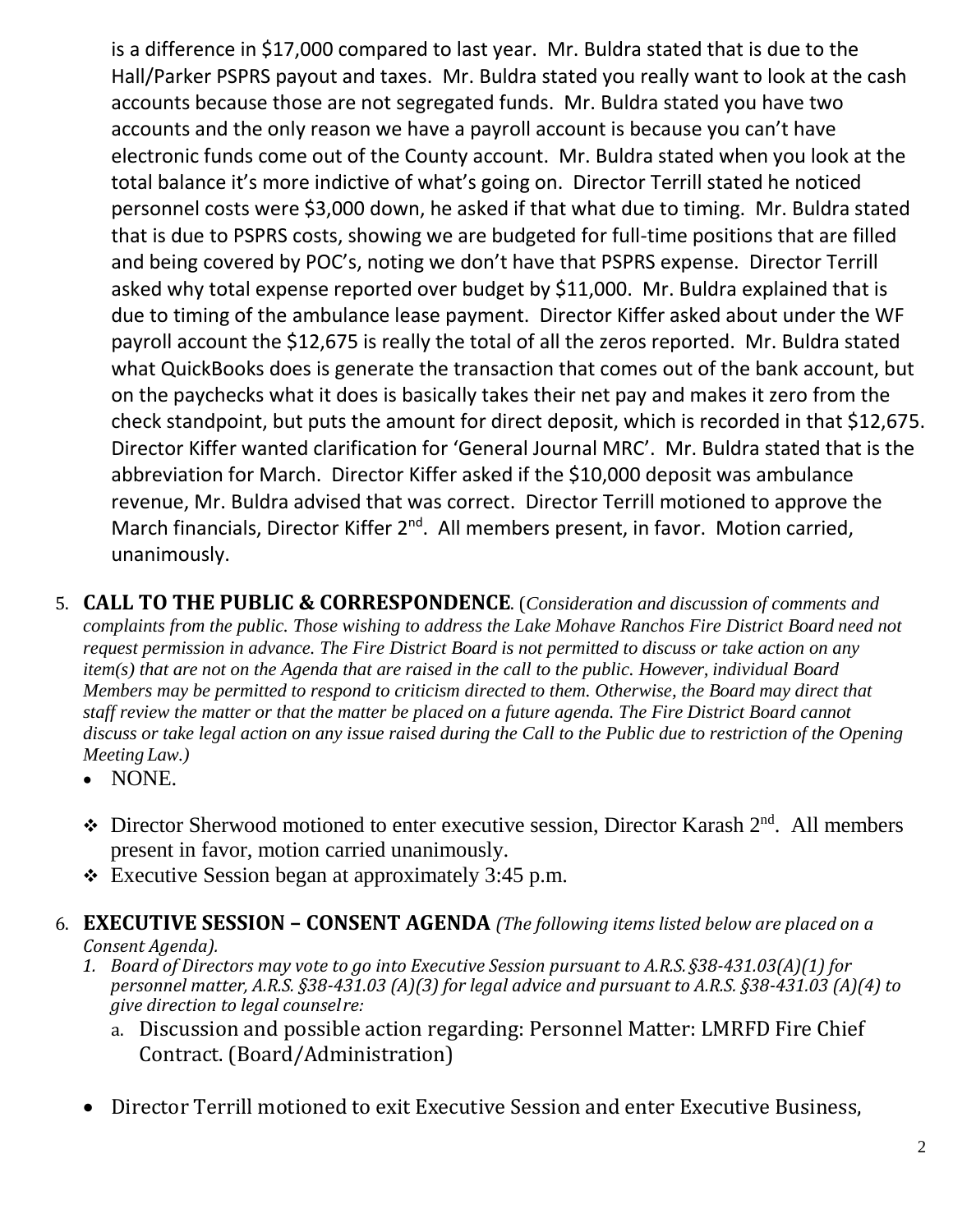is a difference in $17,000 compared to last year. Mr. Buldra stated that is due to the Hall/Parker PSPRS payout and taxes. Mr. Buldra stated you really want to look at the cash accounts because those are not segregated funds. Mr. Buldra stated you have two accounts and the only reason we have a payroll account is because you can't have electronic funds come out of the County account. Mr. Buldra stated when you look at the total balance it's more indictive of what's going on. Director Terrill stated he noticed personnel costs were $3,000 down, he asked if that what due to timing. Mr. Buldra stated that is due to PSPRS costs, showing we are budgeted for full-time positions that are filled and being covered by POC's, noting we don't have that PSPRS expense. Director Terrill asked why total expense reported over budget by $11,000. Mr. Buldra explained that is due to timing of the ambulance lease payment. Director Kiffer asked about under the WF payroll account the $12,675 is really the total of all the zeros reported. Mr. Buldra stated what QuickBooks does is generate the transaction that comes out of the bank account, but on the paychecks what it does is basically takes their net pay and makes it zero from the check standpoint, but puts the amount for direct deposit, which is recorded in that $12,675. Director Kiffer wanted clarification for 'General Journal MRC'. Mr. Buldra stated that is the abbreviation for March. Director Kiffer asked if the $10,000 deposit was ambulance revenue, Mr. Buldra advised that was correct. Director Terrill motioned to approve the March financials, Director Kiffer 2nd. All members present, in favor. Motion carried, unanimously.

5. **CALL TO THE PUBLIC & CORRESPONDENCE**. (*Consideration and discussion of comments and complaints from the public. Those wishing to address the Lake Mohave Ranchos Fire District Board need not request permission in advance. The Fire District Board is not permitted to discuss or take action on any item(s) that are not on the Agenda that are raised in the call to the public. However, individual Board Members may be permitted to respond to criticism directed to them. Otherwise, the Board may direct that staff review the matter or that the matter be placed on a future agenda. The Fire District Board cannot discuss or take legal action on any issue raised during the Call to the Public due to restriction of the Opening Meeting Law.)*
   - NONE.

   - Director Sherwood motioned to enter executive session, Director Karash 2nd. All members present in favor, motion carried unanimously.
   - Executive Session began at approximately 3:45 p.m.

6. **EXECUTIVE SESSION – CONSENT AGENDA** *(The following items listed below are placed on a Consent Agenda).*
   1. *Board of Directors may vote to go into Executive Session pursuant to A.R.S. §38-431.03(A)(1) for personnel matter, A.R.S. §38-431.03 (A)(3) for legal advice and pursuant to A.R.S. §38-431.03 (A)(4) to give direction to legal counsel re:*
      a. Discussion and possible action regarding: Personnel Matter: LMRFD Fire Chief Contract. (Board/Administration)

   - Director Terrill motioned to exit Executive Session and enter Executive Business,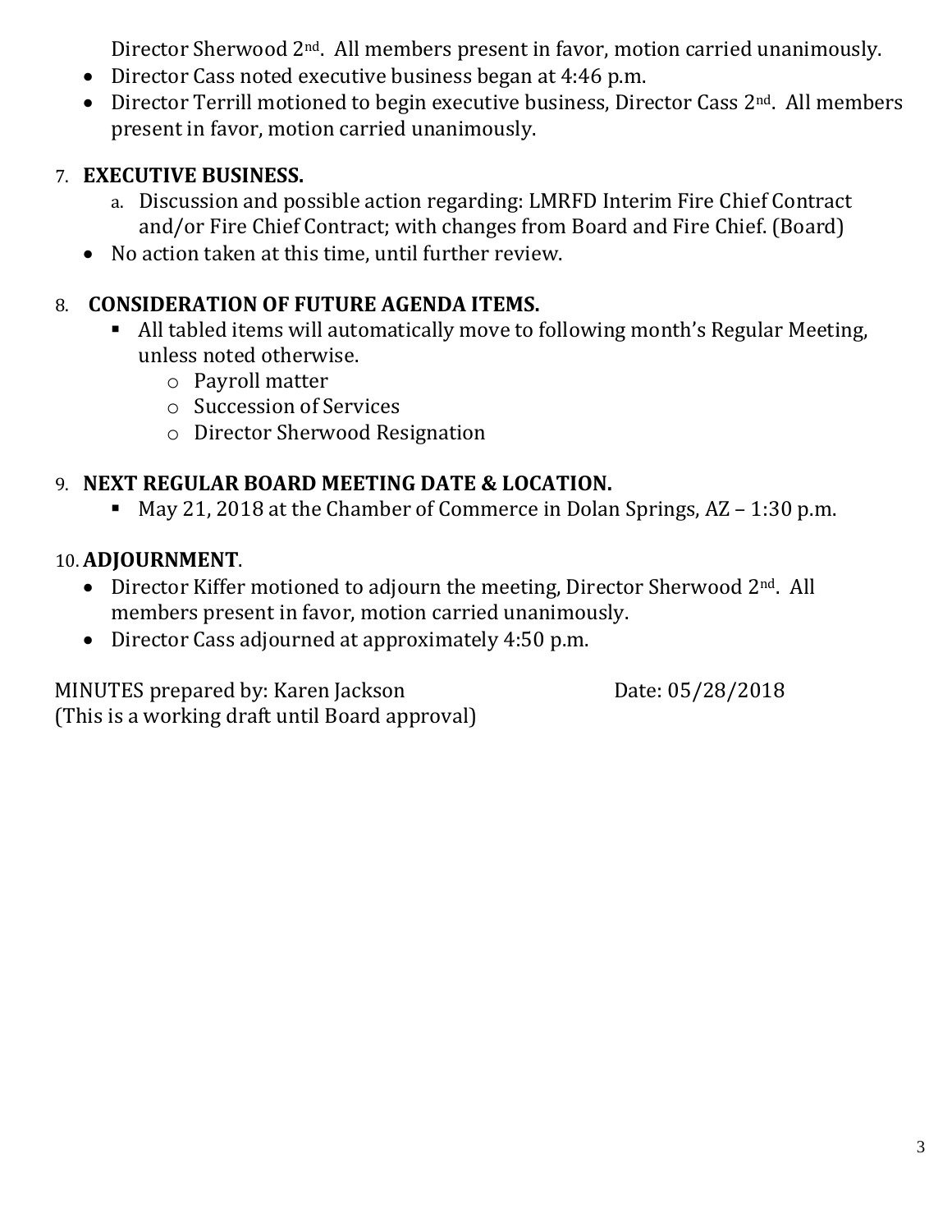Director Sherwood 2nd. All members present in favor, motion carried unanimously.

- Director Cass noted executive business began at 4:46 p.m.
- Director Terrill motioned to begin executive business, Director Cass 2nd. All members present in favor, motion carried unanimously.

7. **EXECUTIVE BUSINESS.**
   a. Discussion and possible action regarding: LMRFD Interim Fire Chief Contract and/or Fire Chief Contract; with changes from Board and Fire Chief. (Board)
   - No action taken at this time, until further review.

8. **CONSIDERATION OF FUTURE AGENDA ITEMS.**
   - All tabled items will automatically move to following month's Regular Meeting, unless noted otherwise.
     - Payroll matter
     - Succession of Services
     - Director Sherwood Resignation

9. **NEXT REGULAR BOARD MEETING DATE & LOCATION.**
   - May 21, 2018 at the Chamber of Commerce in Dolan Springs, AZ – 1:30 p.m.

10. **ADJOURNMENT**.
    - Director Kiffer motioned to adjourn the meeting, Director Sherwood 2nd. All members present in favor, motion carried unanimously.
    - Director Cass adjourned at approximately 4:50 p.m.

MINUTES prepared by: Karen Jackson Date: 05/28/2018
(This is a working draft until Board approval)